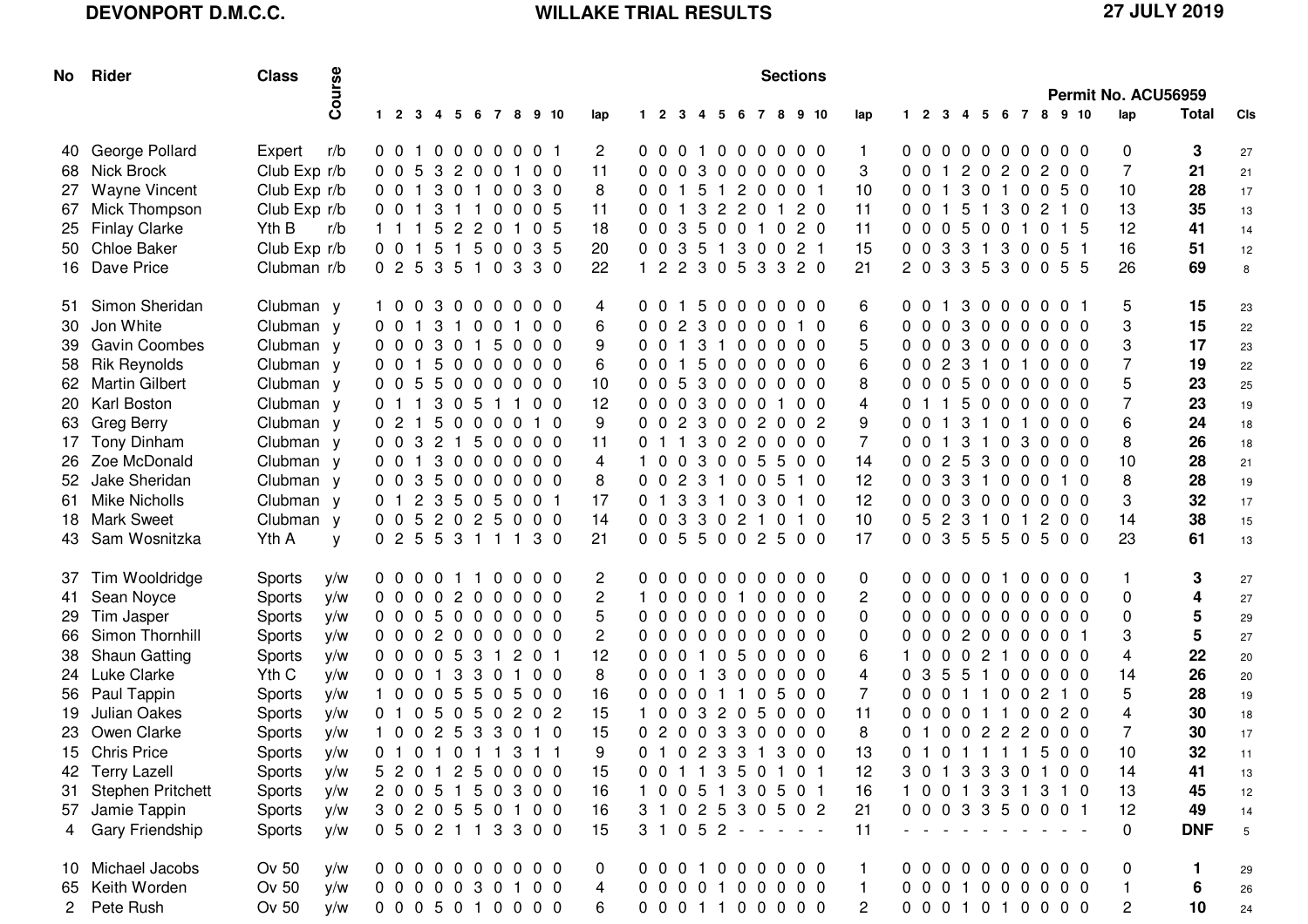**DEVONPORT D.M.C.C.** **WILLAKE TRIAL RESULTS** **27 JULY 2019**

Permit No. ACU56959

| No | Rider | Class | Course | 1 | 2 | 3 | 4 | 5 | 6 | 7 | 8 | 9 | 10 | lap | 1 | 2 | 3 | 4 | 5 | 6 | 7 | 8 | 9 | 10 | lap | 1 | 2 | 3 | 4 | 5 | 6 | 7 | 8 | 9 | 10 | lap | Total | Cls |
|---|---|---|---|---|---|---|---|---|---|---|---|---|---|---|---|---|---|---|---|---|---|---|---|---|---|---|---|---|---|---|---|---|---|---|---|---|---|---|
| 40 | George Pollard | Expert | r/b | 0 | 0 | 1 | 0 | 0 | 0 | 0 | 0 | 0 | 1 | 2 | 0 | 0 | 0 | 1 | 0 | 0 | 0 | 0 | 0 | 0 | 1 | 0 | 0 | 0 | 0 | 0 | 0 | 0 | 0 | 0 | 0 | 0 | **3** | 27 |
| 68 | Nick Brock | Club Exp | r/b | 0 | 0 | 5 | 3 | 2 | 0 | 0 | 1 | 0 | 0 | 11 | 0 | 0 | 0 | 3 | 0 | 0 | 0 | 0 | 0 | 0 | 3 | 0 | 0 | 1 | 2 | 0 | 2 | 0 | 2 | 0 | 0 | 7 | **21** | 21 |
| 27 | Wayne Vincent | Club Exp | r/b | 0 | 0 | 1 | 3 | 0 | 1 | 0 | 0 | 3 | 0 | 8 | 0 | 0 | 1 | 5 | 1 | 2 | 0 | 0 | 0 | 1 | 10 | 0 | 0 | 1 | 3 | 0 | 1 | 0 | 0 | 5 | 0 | 10 | **28** | 17 |
| 67 | Mick Thompson | Club Exp | r/b | 0 | 0 | 1 | 3 | 1 | 1 | 0 | 0 | 0 | 5 | 11 | 0 | 0 | 1 | 3 | 2 | 2 | 0 | 1 | 2 | 0 | 11 | 0 | 0 | 1 | 5 | 1 | 3 | 0 | 2 | 1 | 0 | 13 | **35** | 13 |
| 25 | Finlay Clarke | Yth B | r/b | 1 | 1 | 1 | 5 | 2 | 2 | 0 | 1 | 0 | 5 | 18 | 0 | 0 | 3 | 5 | 0 | 0 | 1 | 0 | 2 | 0 | 11 | 0 | 0 | 0 | 5 | 0 | 0 | 1 | 0 | 1 | 5 | 12 | **41** | 14 |
| 50 | Chloe Baker | Club Exp | r/b | 0 | 0 | 1 | 5 | 1 | 5 | 0 | 0 | 3 | 5 | 20 | 0 | 0 | 3 | 5 | 1 | 3 | 0 | 0 | 2 | 1 | 15 | 0 | 0 | 3 | 3 | 1 | 3 | 0 | 0 | 5 | 1 | 16 | **51** | 12 |
| 16 | Dave Price | Clubman | r/b | 0 | 2 | 5 | 3 | 5 | 1 | 0 | 3 | 3 | 0 | 22 | 1 | 2 | 2 | 3 | 0 | 5 | 3 | 3 | 2 | 0 | 21 | 2 | 0 | 3 | 3 | 5 | 3 | 0 | 0 | 5 | 5 | 26 | **69** | 8 |
| 51 | Simon Sheridan | Clubman | y | 1 | 0 | 0 | 3 | 0 | 0 | 0 | 0 | 0 | 0 | 4 | 0 | 0 | 1 | 5 | 0 | 0 | 0 | 0 | 0 | 0 | 6 | 0 | 0 | 1 | 3 | 0 | 0 | 0 | 0 | 0 | 1 | 5 | **15** | 23 |
| 30 | Jon White | Clubman | y | 0 | 0 | 1 | 3 | 1 | 0 | 0 | 1 | 0 | 0 | 6 | 0 | 0 | 2 | 3 | 0 | 0 | 0 | 0 | 1 | 0 | 6 | 0 | 0 | 0 | 3 | 0 | 0 | 0 | 0 | 0 | 0 | 3 | **15** | 22 |
| 39 | Gavin Coombes | Clubman | y | 0 | 0 | 0 | 3 | 0 | 1 | 5 | 0 | 0 | 0 | 9 | 0 | 0 | 1 | 3 | 1 | 0 | 0 | 0 | 0 | 0 | 5 | 0 | 0 | 0 | 3 | 0 | 0 | 0 | 0 | 0 | 0 | 3 | **17** | 23 |
| 58 | Rik Reynolds | Clubman | y | 0 | 0 | 1 | 5 | 0 | 0 | 0 | 0 | 0 | 0 | 6 | 0 | 0 | 1 | 5 | 0 | 0 | 0 | 0 | 0 | 0 | 6 | 0 | 0 | 2 | 3 | 1 | 0 | 1 | 0 | 0 | 0 | 7 | **19** | 22 |
| 62 | Martin Gilbert | Clubman | y | 0 | 0 | 5 | 5 | 0 | 0 | 0 | 0 | 0 | 0 | 10 | 0 | 0 | 5 | 3 | 0 | 0 | 0 | 0 | 0 | 0 | 8 | 0 | 0 | 0 | 5 | 0 | 0 | 0 | 0 | 0 | 0 | 5 | **23** | 25 |
| 20 | Karl Boston | Clubman | y | 0 | 1 | 1 | 3 | 0 | 5 | 1 | 1 | 0 | 0 | 12 | 0 | 0 | 0 | 3 | 0 | 0 | 0 | 1 | 0 | 0 | 4 | 0 | 1 | 1 | 5 | 0 | 0 | 0 | 0 | 0 | 0 | 7 | **23** | 19 |
| 63 | Greg Berry | Clubman | y | 0 | 2 | 1 | 5 | 0 | 0 | 0 | 0 | 1 | 0 | 9 | 0 | 0 | 2 | 3 | 0 | 0 | 2 | 0 | 0 | 2 | 9 | 0 | 0 | 1 | 3 | 1 | 0 | 1 | 0 | 0 | 0 | 6 | **24** | 18 |
| 17 | Tony Dinham | Clubman | y | 0 | 0 | 3 | 2 | 1 | 5 | 0 | 0 | 0 | 0 | 11 | 0 | 1 | 1 | 3 | 0 | 2 | 0 | 0 | 0 | 0 | 7 | 0 | 0 | 1 | 3 | 1 | 0 | 3 | 0 | 0 | 0 | 8 | **26** | 18 |
| 26 | Zoe McDonald | Clubman | y | 0 | 0 | 1 | 3 | 0 | 0 | 0 | 0 | 0 | 0 | 4 | 1 | 0 | 0 | 3 | 0 | 0 | 5 | 5 | 0 | 0 | 14 | 0 | 0 | 2 | 5 | 3 | 0 | 0 | 0 | 0 | 0 | 10 | **28** | 21 |
| 52 | Jake Sheridan | Clubman | y | 0 | 0 | 3 | 5 | 0 | 0 | 0 | 0 | 0 | 0 | 8 | 0 | 0 | 2 | 3 | 1 | 0 | 0 | 5 | 1 | 0 | 12 | 0 | 0 | 3 | 3 | 1 | 0 | 0 | 0 | 1 | 0 | 8 | **28** | 19 |
| 61 | Mike Nicholls | Clubman | y | 0 | 1 | 2 | 3 | 5 | 0 | 5 | 0 | 0 | 1 | 17 | 0 | 1 | 3 | 3 | 1 | 0 | 3 | 0 | 1 | 0 | 12 | 0 | 0 | 0 | 3 | 0 | 0 | 0 | 0 | 0 | 0 | 3 | **32** | 17 |
| 18 | Mark Sweet | Clubman | y | 0 | 0 | 5 | 2 | 0 | 2 | 5 | 0 | 0 | 0 | 14 | 0 | 0 | 3 | 3 | 0 | 2 | 1 | 0 | 1 | 0 | 10 | 0 | 5 | 2 | 3 | 1 | 0 | 1 | 2 | 0 | 0 | 14 | **38** | 15 |
| 43 | Sam Wosnitzka | Yth A | y | 0 | 2 | 5 | 5 | 3 | 1 | 1 | 1 | 3 | 0 | 21 | 0 | 0 | 5 | 5 | 0 | 0 | 2 | 5 | 0 | 0 | 17 | 0 | 0 | 3 | 5 | 5 | 5 | 0 | 5 | 0 | 0 | 23 | **61** | 13 |
| 37 | Tim Wooldridge | Sports | y/w | 0 | 0 | 0 | 0 | 1 | 1 | 0 | 0 | 0 | 0 | 2 | 0 | 0 | 0 | 0 | 0 | 0 | 0 | 0 | 0 | 0 | 0 | 0 | 0 | 0 | 0 | 0 | 1 | 0 | 0 | 0 | 0 | 1 | **3** | 27 |
| 41 | Sean Noyce | Sports | y/w | 0 | 0 | 0 | 0 | 2 | 0 | 0 | 0 | 0 | 0 | 2 | 1 | 0 | 0 | 0 | 0 | 1 | 0 | 0 | 0 | 0 | 2 | 0 | 0 | 0 | 0 | 0 | 0 | 0 | 0 | 0 | 0 | 0 | **4** | 27 |
| 29 | Tim Jasper | Sports | y/w | 0 | 0 | 0 | 5 | 0 | 0 | 0 | 0 | 0 | 0 | 5 | 0 | 0 | 0 | 0 | 0 | 0 | 0 | 0 | 0 | 0 | 0 | 0 | 0 | 0 | 0 | 0 | 0 | 0 | 0 | 0 | 0 | 0 | **5** | 29 |
| 66 | Simon Thornhill | Sports | y/w | 0 | 0 | 0 | 2 | 0 | 0 | 0 | 0 | 0 | 0 | 2 | 0 | 0 | 0 | 0 | 0 | 0 | 0 | 0 | 0 | 0 | 0 | 0 | 0 | 0 | 2 | 0 | 0 | 0 | 0 | 0 | 1 | 3 | **5** | 27 |
| 38 | Shaun Gatting | Sports | y/w | 0 | 0 | 0 | 0 | 5 | 3 | 1 | 2 | 0 | 1 | 12 | 0 | 0 | 0 | 1 | 0 | 5 | 0 | 0 | 0 | 0 | 6 | 1 | 0 | 0 | 0 | 2 | 1 | 0 | 0 | 0 | 0 | 4 | **22** | 20 |
| 24 | Luke Clarke | Yth C | y/w | 0 | 0 | 0 | 1 | 3 | 3 | 0 | 1 | 0 | 0 | 8 | 0 | 0 | 0 | 1 | 3 | 0 | 0 | 0 | 0 | 0 | 4 | 0 | 3 | 5 | 5 | 1 | 0 | 0 | 0 | 0 | 0 | 14 | **26** | 20 |
| 56 | Paul Tappin | Sports | y/w | 1 | 0 | 0 | 0 | 5 | 5 | 0 | 5 | 0 | 0 | 16 | 0 | 0 | 0 | 0 | 1 | 1 | 0 | 5 | 0 | 0 | 7 | 0 | 0 | 0 | 1 | 1 | 0 | 0 | 2 | 1 | 0 | 5 | **28** | 19 |
| 19 | Julian Oakes | Sports | y/w | 0 | 1 | 0 | 5 | 0 | 5 | 0 | 2 | 0 | 2 | 15 | 1 | 0 | 0 | 3 | 2 | 0 | 5 | 0 | 0 | 0 | 11 | 0 | 0 | 0 | 0 | 1 | 1 | 0 | 0 | 2 | 0 | 4 | **30** | 18 |
| 23 | Owen Clarke | Sports | y/w | 1 | 0 | 0 | 2 | 5 | 3 | 3 | 0 | 1 | 0 | 15 | 0 | 2 | 0 | 0 | 3 | 3 | 0 | 0 | 0 | 0 | 8 | 0 | 1 | 0 | 0 | 2 | 2 | 2 | 0 | 0 | 0 | 7 | **30** | 17 |
| 15 | Chris Price | Sports | y/w | 0 | 1 | 0 | 1 | 0 | 1 | 1 | 3 | 1 | 1 | 9 | 0 | 1 | 0 | 2 | 3 | 3 | 1 | 3 | 0 | 0 | 13 | 0 | 1 | 0 | 1 | 1 | 1 | 1 | 5 | 0 | 0 | 10 | **32** | 11 |
| 42 | Terry Lazell | Sports | y/w | 5 | 2 | 0 | 1 | 2 | 5 | 0 | 0 | 0 | 0 | 15 | 0 | 0 | 1 | 1 | 3 | 5 | 0 | 1 | 0 | 1 | 12 | 3 | 0 | 1 | 3 | 3 | 3 | 0 | 1 | 0 | 0 | 14 | **41** | 13 |
| 31 | Stephen Pritchett | Sports | y/w | 2 | 0 | 0 | 5 | 1 | 5 | 0 | 3 | 0 | 0 | 16 | 1 | 0 | 0 | 5 | 1 | 3 | 0 | 5 | 0 | 1 | 16 | 1 | 0 | 0 | 1 | 3 | 3 | 1 | 3 | 1 | 0 | 13 | **45** | 12 |
| 57 | Jamie Tappin | Sports | y/w | 3 | 0 | 2 | 0 | 5 | 5 | 0 | 1 | 0 | 0 | 16 | 3 | 1 | 0 | 2 | 5 | 3 | 0 | 5 | 0 | 2 | 21 | 0 | 0 | 0 | 3 | 3 | 5 | 0 | 0 | 0 | 1 | 12 | **49** | 14 |
| 4 | Gary Friendship | Sports | y/w | 0 | 5 | 0 | 2 | 1 | 1 | 3 | 3 | 0 | 0 | 15 | 3 | 1 | 0 | 5 | 2 | - | - | - | - | - | 11 | - | - | - | - | - | - | - | - | - | - | 0 | **DNF** | 5 |
| 10 | Michael Jacobs | Ov 50 | y/w | 0 | 0 | 0 | 0 | 0 | 0 | 0 | 0 | 0 | 0 | 0 | 0 | 0 | 0 | 1 | 0 | 0 | 0 | 0 | 0 | 0 | 1 | 0 | 0 | 0 | 0 | 0 | 0 | 0 | 0 | 0 | 0 | 0 | **1** | 29 |
| 65 | Keith Worden | Ov 50 | y/w | 0 | 0 | 0 | 0 | 0 | 3 | 0 | 1 | 0 | 0 | 4 | 0 | 0 | 0 | 0 | 1 | 0 | 0 | 0 | 0 | 0 | 1 | 0 | 0 | 0 | 1 | 0 | 0 | 0 | 0 | 0 | 0 | 1 | **6** | 26 |
| 2 | Pete Rush | Ov 50 | y/w | 0 | 0 | 0 | 5 | 0 | 1 | 0 | 0 | 0 | 0 | 6 | 0 | 0 | 0 | 1 | 1 | 0 | 0 | 0 | 0 | 0 | 2 | 0 | 0 | 0 | 1 | 0 | 1 | 0 | 0 | 0 | 0 | 2 | **10** | 24 |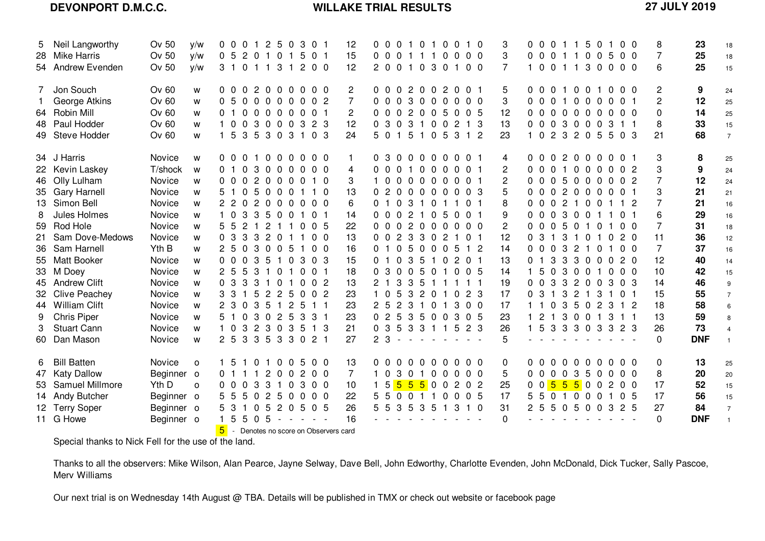# DEVONPORT D.M.C.C. — WILLAKE TRIAL RESULTS — 27 JULY 2019

| | | | | | | | | | | | |
|---|---|---|---|---|---|---|---|---|---|---|---|
| 5 | Neil Langworthy | Ov 50 | y/w | 0 0 0 1 2 5 0 3 0 1 | 12 | 0 0 0 1 0 1 0 0 1 0 | 3 | 0 0 0 1 1 5 0 1 0 0 | 8 | **23** | 18 |
| 28 | Mike Harris | Ov 50 | y/w | 0 5 2 0 1 0 1 5 0 1 | 15 | 0 0 0 1 1 1 0 0 0 0 | 3 | 0 0 0 1 1 0 0 5 0 0 | 7 | **25** | 18 |
| 54 | Andrew Evenden | Ov 50 | y/w | 3 1 0 1 1 3 1 2 0 0 | 12 | 2 0 0 1 0 3 0 1 0 0 | 7 | 1 0 0 1 1 3 0 0 0 0 | 6 | **25** | 15 |
| 7 | Jon Souch | Ov 60 | w | 0 0 0 2 0 0 0 0 0 0 | 2 | 0 0 0 2 0 0 2 0 0 1 | 5 | 0 0 0 1 0 0 1 0 0 0 | 2 | **9** | 24 |
| 1 | George Atkins | Ov 60 | w | 0 5 0 0 0 0 0 0 0 2 | 7 | 0 0 0 3 0 0 0 0 0 0 | 3 | 0 0 0 1 0 0 0 0 0 1 | 2 | **12** | 25 |
| 64 | Robin Mill | Ov 60 | w | 0 1 0 0 0 0 0 0 0 1 | 2 | 0 0 0 2 0 0 5 0 0 5 | 12 | 0 0 0 0 0 0 0 0 0 0 | 0 | **14** | 25 |
| 48 | Paul Hodder | Ov 60 | w | 1 0 0 3 0 0 0 3 2 3 | 12 | 0 3 0 3 1 0 0 2 1 3 | 13 | 0 0 0 3 0 0 0 3 1 1 | 8 | **33** | 15 |
| 49 | Steve Hodder | Ov 60 | w | 1 5 3 5 3 0 3 1 0 3 | 24 | 5 0 1 5 1 0 5 3 1 2 | 23 | 1 0 2 3 2 0 5 5 0 3 | 21 | **68** | 7 |
| 34 | J Harris | Novice | w | 0 0 0 1 0 0 0 0 0 0 | 1 | 0 3 0 0 0 0 0 0 0 1 | 4 | 0 0 0 2 0 0 0 0 0 1 | 3 | **8** | 25 |
| 22 | Kevin Laskey | T/shock | w | 0 1 0 3 0 0 0 0 0 0 | 4 | 0 0 0 1 0 0 0 0 0 1 | 2 | 0 0 0 1 0 0 0 0 0 2 | 3 | **9** | 24 |
| 46 | Olly Lulham | Novice | w | 0 0 0 2 0 0 0 0 1 0 | 3 | 1 0 0 0 0 0 0 0 0 1 | 2 | 0 0 0 5 0 0 0 0 0 2 | 7 | **12** | 24 |
| 35 | Gary Harnell | Novice | w | 5 1 0 5 0 0 0 1 1 0 | 13 | 0 2 0 0 0 0 0 0 0 3 | 5 | 0 0 0 2 0 0 0 0 0 1 | 3 | **21** | 21 |
| 13 | Simon Bell | Novice | w | 2 2 0 2 0 0 0 0 0 0 | 6 | 0 1 0 3 1 0 1 1 0 1 | 8 | 0 0 0 2 1 0 0 1 1 2 | 7 | **21** | 16 |
| 8 | Jules Holmes | Novice | w | 1 0 3 3 5 0 0 1 0 1 | 14 | 0 0 0 2 1 0 5 0 0 1 | 9 | 0 0 0 3 0 0 1 1 0 1 | 6 | **29** | 16 |
| 59 | Rod Hole | Novice | w | 5 5 2 1 2 1 1 0 0 5 | 22 | 0 0 0 2 0 0 0 0 0 0 | 2 | 0 0 0 5 0 1 0 1 0 0 | 7 | **31** | 18 |
| 21 | Sam Dove-Medows | Novice | w | 0 3 3 3 2 0 1 1 0 0 | 13 | 0 0 2 3 3 0 2 1 0 1 | 12 | 0 3 1 3 1 0 1 0 2 0 | 11 | **36** | 12 |
| 36 | Sam Harnell | Yth B | w | 2 5 0 3 0 0 5 1 0 0 | 16 | 0 1 0 5 0 0 0 5 1 2 | 14 | 0 0 0 3 2 1 0 1 0 0 | 7 | **37** | 16 |
| 55 | Matt Booker | Novice | w | 0 0 0 3 5 1 0 3 0 3 | 15 | 0 1 0 3 5 1 0 2 0 1 | 13 | 0 1 3 3 3 0 0 0 2 0 | 12 | **40** | 14 |
| 33 | M Doey | Novice | w | 2 5 5 3 1 0 1 0 0 1 | 18 | 0 3 0 0 5 0 1 0 0 5 | 14 | 1 5 0 3 0 0 1 0 0 0 | 10 | **42** | 15 |
| 45 | Andrew Clift | Novice | w | 0 3 3 3 1 0 1 0 0 2 | 13 | 2 1 3 3 5 1 1 1 1 1 | 19 | 0 0 3 3 2 0 0 3 0 3 | 14 | **46** | 9 |
| 32 | Clive Peachey | Novice | w | 3 3 1 5 2 2 5 0 0 2 | 23 | 1 0 5 3 2 0 1 0 2 3 | 17 | 0 3 1 3 2 1 3 1 0 1 | 15 | **55** | 7 |
| 44 | William Clift | Novice | w | 2 3 0 3 5 1 2 5 1 1 | 23 | 2 5 2 3 1 0 1 3 0 0 | 17 | 1 1 0 3 5 0 2 3 1 2 | 18 | **58** | 6 |
| 9 | Chris Piper | Novice | w | 5 1 0 3 0 2 5 3 3 1 | 23 | 0 2 5 3 5 0 0 3 0 5 | 23 | 1 2 1 3 0 0 1 3 1 1 | 13 | **59** | 8 |
| 3 | Stuart Cann | Novice | w | 1 0 3 2 3 0 3 5 1 3 | 21 | 0 3 5 3 3 1 1 5 2 3 | 26 | 1 5 3 3 3 0 3 3 2 3 | 26 | **73** | 4 |
| 60 | Dan Mason | Novice | w | 2 5 3 3 5 3 3 0 2 1 | 27 | 2 3 - - - - - - - - | 5 | - - - - - - - - - - | 0 | **DNF** | 1 |
| 6 | Bill Batten | Novice | o | 1 5 1 0 1 0 0 5 0 0 | 13 | 0 0 0 0 0 0 0 0 0 0 | 0 | 0 0 0 0 0 0 0 0 0 0 | 0 | **13** | 25 |
| 47 | Katy Dallow | Beginner | o | 0 1 1 1 2 0 0 2 0 0 | 7 | 1 0 3 0 1 0 0 0 0 0 | 5 | 0 0 0 0 3 5 0 0 0 0 | 8 | **20** | 20 |
| 53 | Samuel Millmore | Yth D | o | 0 0 0 3 3 1 0 3 0 0 | 10 | 1 5 5 5 5 0 0 2 0 2 | 25 | 0 0 5 5 5 0 0 2 0 0 | 17 | **52** | 15 |
| 14 | Andy Butcher | Beginner | o | 5 5 5 0 2 5 0 0 0 0 | 22 | 5 5 0 0 1 1 0 0 0 5 | 17 | 5 5 0 1 0 0 0 1 0 5 | 17 | **56** | 15 |
| 12 | Terry Soper | Beginner | o | 5 3 1 0 5 2 0 5 0 5 | 26 | 5 5 3 5 3 5 1 3 1 0 | 31 | 2 5 5 0 5 0 0 3 2 5 | 27 | **84** | 7 |
| 11 | G Howe | Beginner | o | 1 5 5 0 5 - - - - - | 16 | - - - - - - - - - - | 0 | - - - - - - - - - - | 0 | **DNF** | 1 |

5 - Denotes no score on Observers card

Special thanks to Nick Fell for the use of the land.

Thanks to all the observers: Mike Wilson, Alan Pearce, Jayne Selway, Dave Bell, John Edworthy, Charlotte Evenden, John McDonald, Dick Tucker, Sally Pascoe, Merv Williams

Our next trial is on Wednesday 14th August @ TBA. Details will be published in TMX or check out website or facebook page